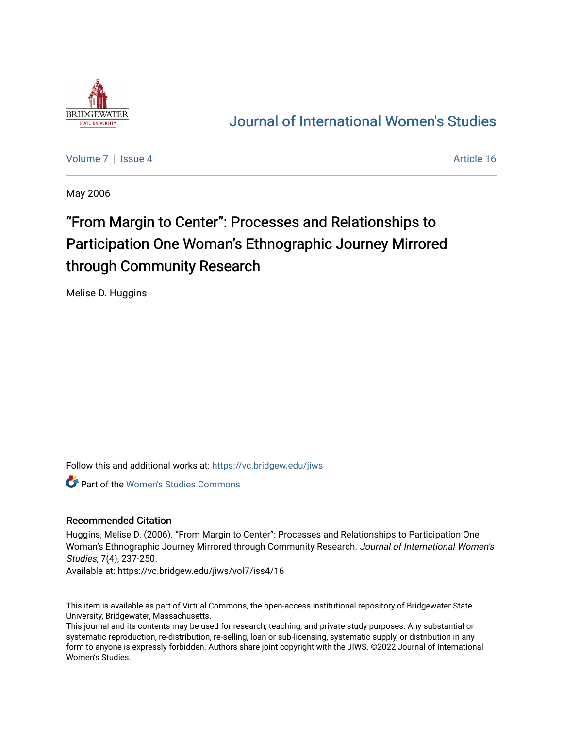# Journal of International Women's Studies

Volume 7 | Issue 4 | Article 16

May 2006

## "From Margin to Center": Processes and Relationships to Participation One Woman's Ethnographic Journey Mirrored through Community Research

Melise D. Huggins

Follow this and additional works at: https://vc.bridgew.edu/jiws

Part of the Women's Studies Commons

### Recommended Citation

Huggins, Melise D. (2006). "From Margin to Center": Processes and Relationships to Participation One Woman's Ethnographic Journey Mirrored through Community Research. *Journal of International Women's Studies*, 7(4), 237-250.

Available at: https://vc.bridgew.edu/jiws/vol7/iss4/16

This item is available as part of Virtual Commons, the open-access institutional repository of Bridgewater State University, Bridgewater, Massachusetts.

This journal and its contents may be used for research, teaching, and private study purposes. Any substantial or systematic reproduction, re-distribution, re-selling, loan or sub-licensing, systematic supply, or distribution in any form to anyone is expressly forbidden. Authors share joint copyright with the JIWS. ©2022 Journal of International Women's Studies.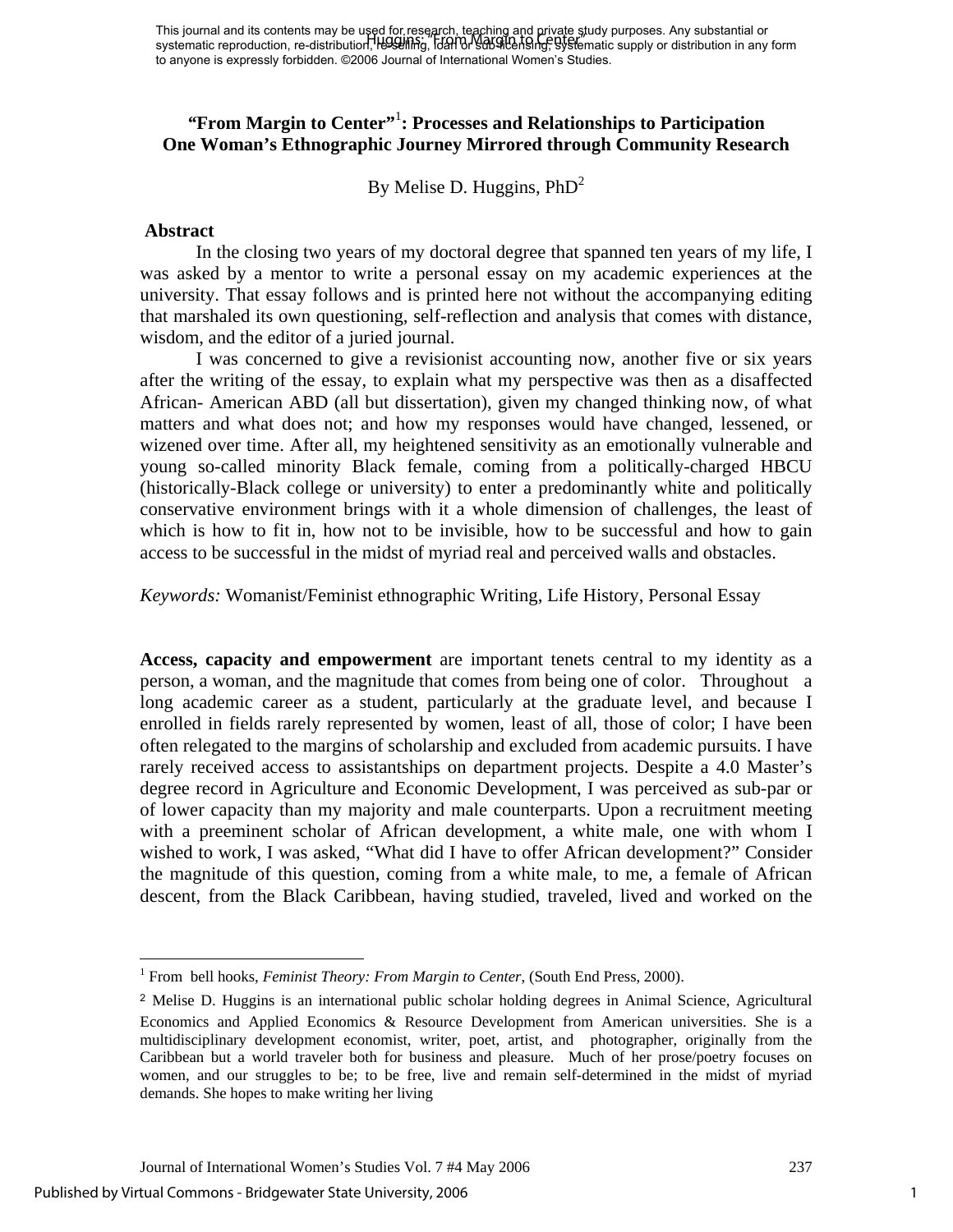# "From Margin to Center"[1]: Processes and Relationships to Participation One Woman's Ethnographic Journey Mirrored through Community Research

By Melise D. Huggins, PhD[2]

## Abstract

In the closing two years of my doctoral degree that spanned ten years of my life, I was asked by a mentor to write a personal essay on my academic experiences at the university. That essay follows and is printed here not without the accompanying editing that marshaled its own questioning, self-reflection and analysis that comes with distance, wisdom, and the editor of a juried journal.

I was concerned to give a revisionist accounting now, another five or six years after the writing of the essay, to explain what my perspective was then as a disaffected African- American ABD (all but dissertation), given my changed thinking now, of what matters and what does not; and how my responses would have changed, lessened, or wizened over time. After all, my heightened sensitivity as an emotionally vulnerable and young so-called minority Black female, coming from a politically-charged HBCU (historically-Black college or university) to enter a predominantly white and politically conservative environment brings with it a whole dimension of challenges, the least of which is how to fit in, how not to be invisible, how to be successful and how to gain access to be successful in the midst of myriad real and perceived walls and obstacles.

*Keywords:* Womanist/Feminist ethnographic Writing, Life History, Personal Essay

**Access, capacity and empowerment** are important tenets central to my identity as a person, a woman, and the magnitude that comes from being one of color. Throughout a long academic career as a student, particularly at the graduate level, and because I enrolled in fields rarely represented by women, least of all, those of color; I have been often relegated to the margins of scholarship and excluded from academic pursuits. I have rarely received access to assistantships on department projects. Despite a 4.0 Master's degree record in Agriculture and Economic Development, I was perceived as sub-par or of lower capacity than my majority and male counterparts. Upon a recruitment meeting with a preeminent scholar of African development, a white male, one with whom I wished to work, I was asked, "What did I have to offer African development?" Consider the magnitude of this question, coming from a white male, to me, a female of African descent, from the Black Caribbean, having studied, traveled, lived and worked on the

---

[1] From bell hooks, *Feminist Theory: From Margin to Center,* (South End Press, 2000).

[2] Melise D. Huggins is an international public scholar holding degrees in Animal Science, Agricultural Economics and Applied Economics & Resource Development from American universities. She is a multidisciplinary development economist, writer, poet, artist, and photographer, originally from the Caribbean but a world traveler both for business and pleasure. Much of her prose/poetry focuses on women, and our struggles to be; to be free, live and remain self-determined in the midst of myriad demands. She hopes to make writing her living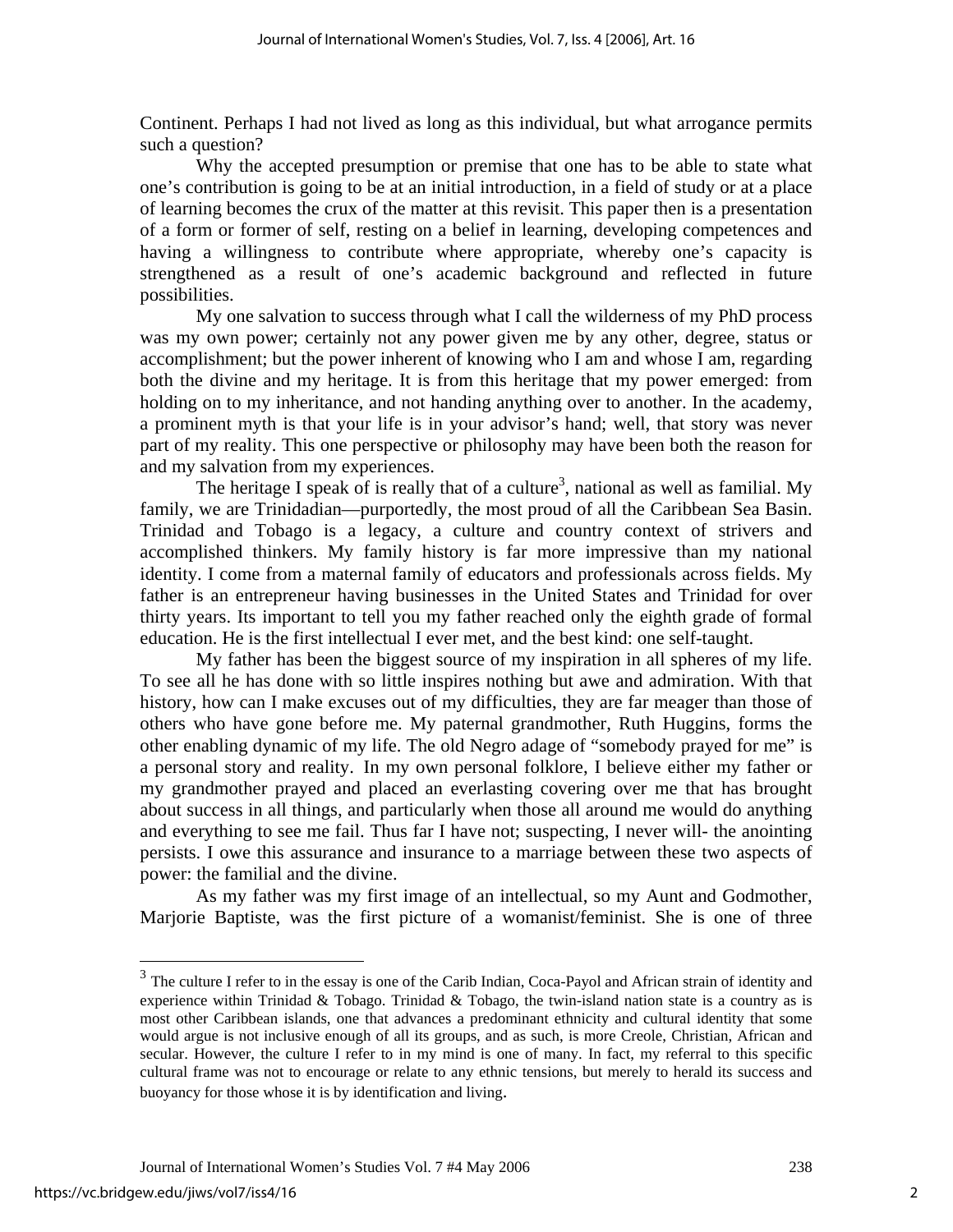Continent. Perhaps I had not lived as long as this individual, but what arrogance permits such a question?

Why the accepted presumption or premise that one has to be able to state what one's contribution is going to be at an initial introduction, in a field of study or at a place of learning becomes the crux of the matter at this revisit. This paper then is a presentation of a form or former of self, resting on a belief in learning, developing competences and having a willingness to contribute where appropriate, whereby one's capacity is strengthened as a result of one's academic background and reflected in future possibilities.

My one salvation to success through what I call the wilderness of my PhD process was my own power; certainly not any power given me by any other, degree, status or accomplishment; but the power inherent of knowing who I am and whose I am, regarding both the divine and my heritage. It is from this heritage that my power emerged: from holding on to my inheritance, and not handing anything over to another. In the academy, a prominent myth is that your life is in your advisor's hand; well, that story was never part of my reality. This one perspective or philosophy may have been both the reason for and my salvation from my experiences.

The heritage I speak of is really that of a culture[3], national as well as familial. My family, we are Trinidadian—purportedly, the most proud of all the Caribbean Sea Basin. Trinidad and Tobago is a legacy, a culture and country context of strivers and accomplished thinkers. My family history is far more impressive than my national identity. I come from a maternal family of educators and professionals across fields. My father is an entrepreneur having businesses in the United States and Trinidad for over thirty years. Its important to tell you my father reached only the eighth grade of formal education. He is the first intellectual I ever met, and the best kind: one self-taught.

My father has been the biggest source of my inspiration in all spheres of my life. To see all he has done with so little inspires nothing but awe and admiration. With that history, how can I make excuses out of my difficulties, they are far meager than those of others who have gone before me. My paternal grandmother, Ruth Huggins, forms the other enabling dynamic of my life. The old Negro adage of "somebody prayed for me" is a personal story and reality. In my own personal folklore, I believe either my father or my grandmother prayed and placed an everlasting covering over me that has brought about success in all things, and particularly when those all around me would do anything and everything to see me fail. Thus far I have not; suspecting, I never will- the anointing persists. I owe this assurance and insurance to a marriage between these two aspects of power: the familial and the divine.

As my father was my first image of an intellectual, so my Aunt and Godmother, Marjorie Baptiste, was the first picture of a womanist/feminist. She is one of three

[3] The culture I refer to in the essay is one of the Carib Indian, Coca-Payol and African strain of identity and experience within Trinidad & Tobago. Trinidad & Tobago, the twin-island nation state is a country as is most other Caribbean islands, one that advances a predominant ethnicity and cultural identity that some would argue is not inclusive enough of all its groups, and as such, is more Creole, Christian, African and secular. However, the culture I refer to in my mind is one of many. In fact, my referral to this specific cultural frame was not to encourage or relate to any ethnic tensions, but merely to herald its success and buoyancy for those whose it is by identification and living.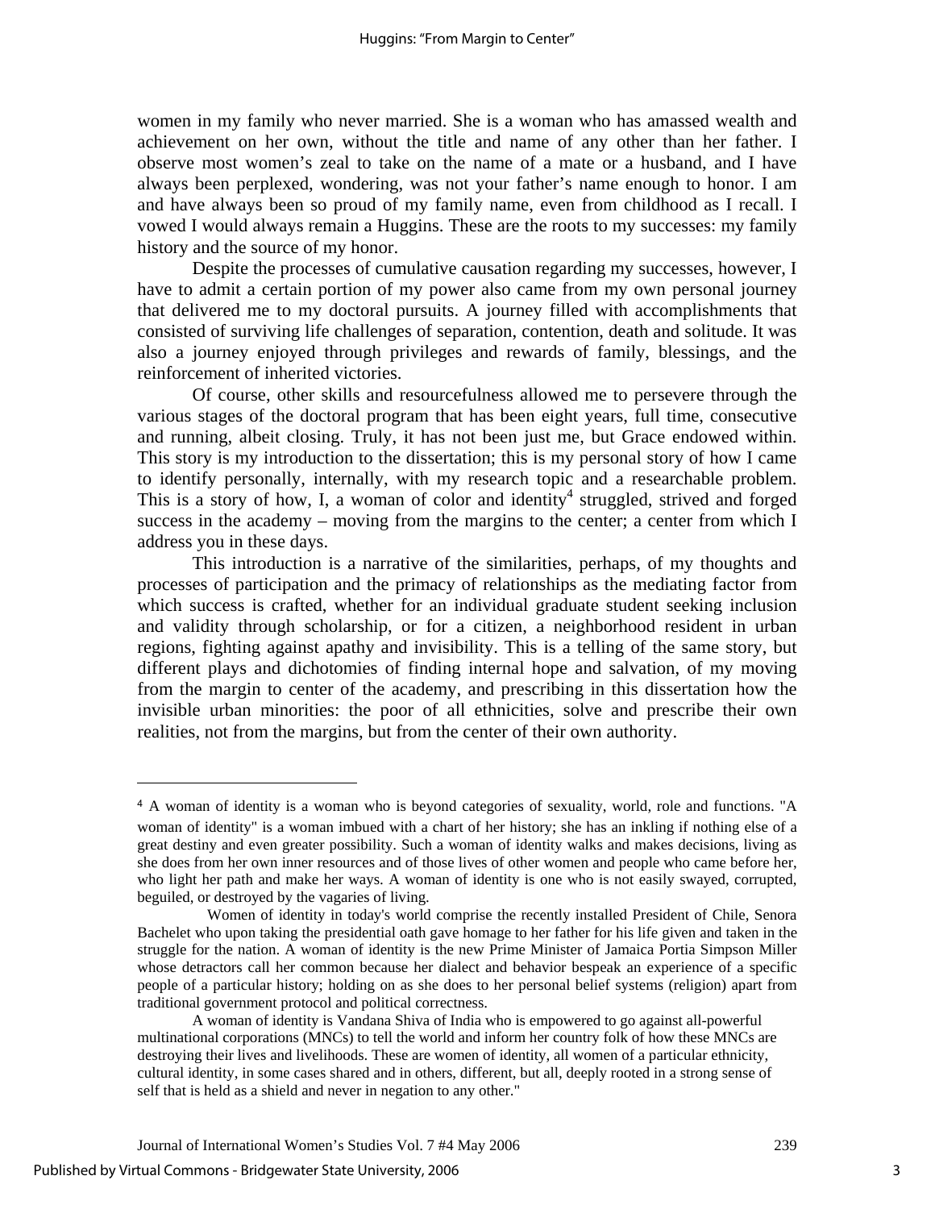women in my family who never married. She is a woman who has amassed wealth and achievement on her own, without the title and name of any other than her father. I observe most women's zeal to take on the name of a mate or a husband, and I have always been perplexed, wondering, was not your father's name enough to honor. I am and have always been so proud of my family name, even from childhood as I recall. I vowed I would always remain a Huggins. These are the roots to my successes: my family history and the source of my honor.

Despite the processes of cumulative causation regarding my successes, however, I have to admit a certain portion of my power also came from my own personal journey that delivered me to my doctoral pursuits. A journey filled with accomplishments that consisted of surviving life challenges of separation, contention, death and solitude. It was also a journey enjoyed through privileges and rewards of family, blessings, and the reinforcement of inherited victories.

Of course, other skills and resourcefulness allowed me to persevere through the various stages of the doctoral program that has been eight years, full time, consecutive and running, albeit closing. Truly, it has not been just me, but Grace endowed within. This story is my introduction to the dissertation; this is my personal story of how I came to identify personally, internally, with my research topic and a researchable problem. This is a story of how, I, a woman of color and identity[4] struggled, strived and forged success in the academy – moving from the margins to the center; a center from which I address you in these days.

This introduction is a narrative of the similarities, perhaps, of my thoughts and processes of participation and the primacy of relationships as the mediating factor from which success is crafted, whether for an individual graduate student seeking inclusion and validity through scholarship, or for a citizen, a neighborhood resident in urban regions, fighting against apathy and invisibility. This is a telling of the same story, but different plays and dichotomies of finding internal hope and salvation, of my moving from the margin to center of the academy, and prescribing in this dissertation how the invisible urban minorities: the poor of all ethnicities, solve and prescribe their own realities, not from the margins, but from the center of their own authority.

---

[4] A woman of identity is a woman who is beyond categories of sexuality, world, role and functions. "A woman of identity" is a woman imbued with a chart of her history; she has an inkling if nothing else of a great destiny and even greater possibility. Such a woman of identity walks and makes decisions, living as she does from her own inner resources and of those lives of other women and people who came before her, who light her path and make her ways. A woman of identity is one who is not easily swayed, corrupted, beguiled, or destroyed by the vagaries of living.

Women of identity in today's world comprise the recently installed President of Chile, Senora Bachelet who upon taking the presidential oath gave homage to her father for his life given and taken in the struggle for the nation. A woman of identity is the new Prime Minister of Jamaica Portia Simpson Miller whose detractors call her common because her dialect and behavior bespeak an experience of a specific people of a particular history; holding on as she does to her personal belief systems (religion) apart from traditional government protocol and political correctness.

A woman of identity is Vandana Shiva of India who is empowered to go against all-powerful multinational corporations (MNCs) to tell the world and inform her country folk of how these MNCs are destroying their lives and livelihoods. These are women of identity, all women of a particular ethnicity, cultural identity, in some cases shared and in others, different, but all, deeply rooted in a strong sense of self that is held as a shield and never in negation to any other."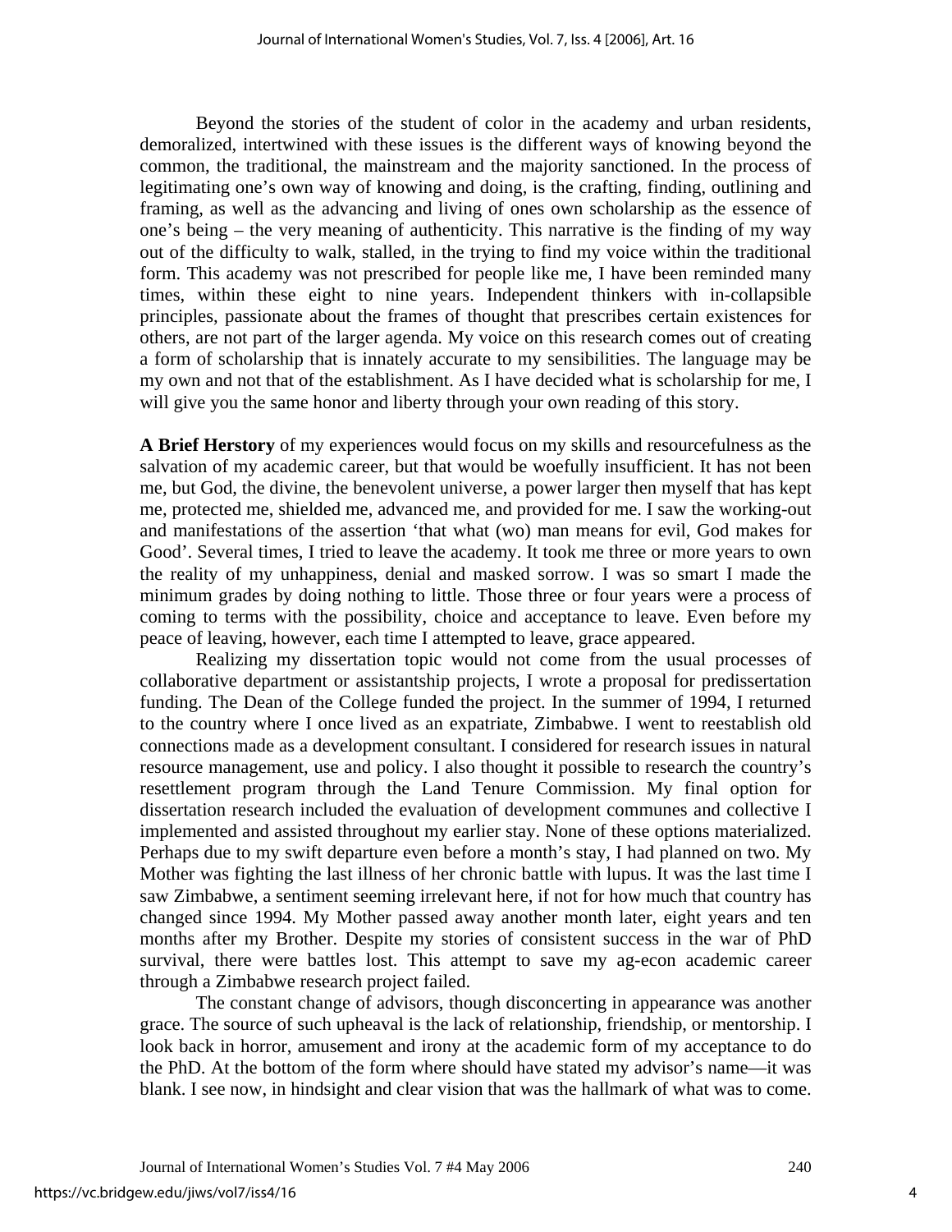Beyond the stories of the student of color in the academy and urban residents, demoralized, intertwined with these issues is the different ways of knowing beyond the common, the traditional, the mainstream and the majority sanctioned. In the process of legitimating one's own way of knowing and doing, is the crafting, finding, outlining and framing, as well as the advancing and living of ones own scholarship as the essence of one's being – the very meaning of authenticity. This narrative is the finding of my way out of the difficulty to walk, stalled, in the trying to find my voice within the traditional form. This academy was not prescribed for people like me, I have been reminded many times, within these eight to nine years. Independent thinkers with in-collapsible principles, passionate about the frames of thought that prescribes certain existences for others, are not part of the larger agenda. My voice on this research comes out of creating a form of scholarship that is innately accurate to my sensibilities. The language may be my own and not that of the establishment. As I have decided what is scholarship for me, I will give you the same honor and liberty through your own reading of this story.

**A Brief Herstory** of my experiences would focus on my skills and resourcefulness as the salvation of my academic career, but that would be woefully insufficient. It has not been me, but God, the divine, the benevolent universe, a power larger then myself that has kept me, protected me, shielded me, advanced me, and provided for me. I saw the working-out and manifestations of the assertion 'that what (wo) man means for evil, God makes for Good'. Several times, I tried to leave the academy. It took me three or more years to own the reality of my unhappiness, denial and masked sorrow. I was so smart I made the minimum grades by doing nothing to little. Those three or four years were a process of coming to terms with the possibility, choice and acceptance to leave. Even before my peace of leaving, however, each time I attempted to leave, grace appeared.

Realizing my dissertation topic would not come from the usual processes of collaborative department or assistantship projects, I wrote a proposal for predissertation funding. The Dean of the College funded the project. In the summer of 1994, I returned to the country where I once lived as an expatriate, Zimbabwe. I went to reestablish old connections made as a development consultant. I considered for research issues in natural resource management, use and policy. I also thought it possible to research the country's resettlement program through the Land Tenure Commission. My final option for dissertation research included the evaluation of development communes and collective I implemented and assisted throughout my earlier stay. None of these options materialized. Perhaps due to my swift departure even before a month's stay, I had planned on two. My Mother was fighting the last illness of her chronic battle with lupus. It was the last time I saw Zimbabwe, a sentiment seeming irrelevant here, if not for how much that country has changed since 1994. My Mother passed away another month later, eight years and ten months after my Brother. Despite my stories of consistent success in the war of PhD survival, there were battles lost. This attempt to save my ag-econ academic career through a Zimbabwe research project failed.

The constant change of advisors, though disconcerting in appearance was another grace. The source of such upheaval is the lack of relationship, friendship, or mentorship. I look back in horror, amusement and irony at the academic form of my acceptance to do the PhD. At the bottom of the form where should have stated my advisor's name—it was blank. I see now, in hindsight and clear vision that was the hallmark of what was to come.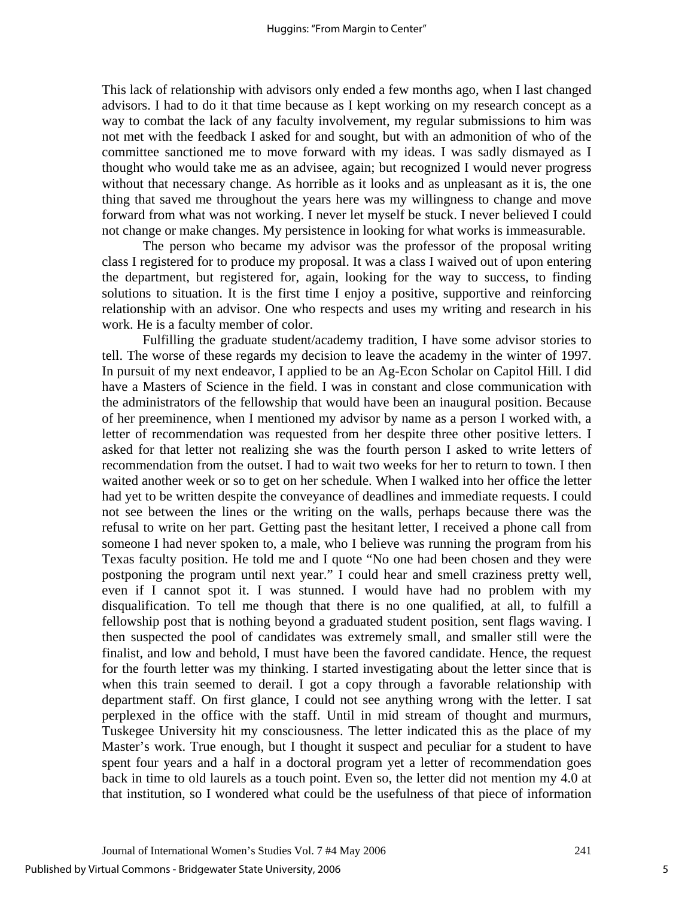This lack of relationship with advisors only ended a few months ago, when I last changed advisors. I had to do it that time because as I kept working on my research concept as a way to combat the lack of any faculty involvement, my regular submissions to him was not met with the feedback I asked for and sought, but with an admonition of who of the committee sanctioned me to move forward with my ideas. I was sadly dismayed as I thought who would take me as an advisee, again; but recognized I would never progress without that necessary change. As horrible as it looks and as unpleasant as it is, the one thing that saved me throughout the years here was my willingness to change and move forward from what was not working. I never let myself be stuck. I never believed I could not change or make changes. My persistence in looking for what works is immeasurable.

The person who became my advisor was the professor of the proposal writing class I registered for to produce my proposal. It was a class I waived out of upon entering the department, but registered for, again, looking for the way to success, to finding solutions to situation. It is the first time I enjoy a positive, supportive and reinforcing relationship with an advisor. One who respects and uses my writing and research in his work. He is a faculty member of color.

Fulfilling the graduate student/academy tradition, I have some advisor stories to tell. The worse of these regards my decision to leave the academy in the winter of 1997. In pursuit of my next endeavor, I applied to be an Ag-Econ Scholar on Capitol Hill. I did have a Masters of Science in the field. I was in constant and close communication with the administrators of the fellowship that would have been an inaugural position. Because of her preeminence, when I mentioned my advisor by name as a person I worked with, a letter of recommendation was requested from her despite three other positive letters. I asked for that letter not realizing she was the fourth person I asked to write letters of recommendation from the outset. I had to wait two weeks for her to return to town. I then waited another week or so to get on her schedule. When I walked into her office the letter had yet to be written despite the conveyance of deadlines and immediate requests. I could not see between the lines or the writing on the walls, perhaps because there was the refusal to write on her part. Getting past the hesitant letter, I received a phone call from someone I had never spoken to, a male, who I believe was running the program from his Texas faculty position. He told me and I quote "No one had been chosen and they were postponing the program until next year." I could hear and smell craziness pretty well, even if I cannot spot it. I was stunned. I would have had no problem with my disqualification. To tell me though that there is no one qualified, at all, to fulfill a fellowship post that is nothing beyond a graduated student position, sent flags waving. I then suspected the pool of candidates was extremely small, and smaller still were the finalist, and low and behold, I must have been the favored candidate. Hence, the request for the fourth letter was my thinking. I started investigating about the letter since that is when this train seemed to derail. I got a copy through a favorable relationship with department staff. On first glance, I could not see anything wrong with the letter. I sat perplexed in the office with the staff. Until in mid stream of thought and murmurs, Tuskegee University hit my consciousness. The letter indicated this as the place of my Master's work. True enough, but I thought it suspect and peculiar for a student to have spent four years and a half in a doctoral program yet a letter of recommendation goes back in time to old laurels as a touch point. Even so, the letter did not mention my 4.0 at that institution, so I wondered what could be the usefulness of that piece of information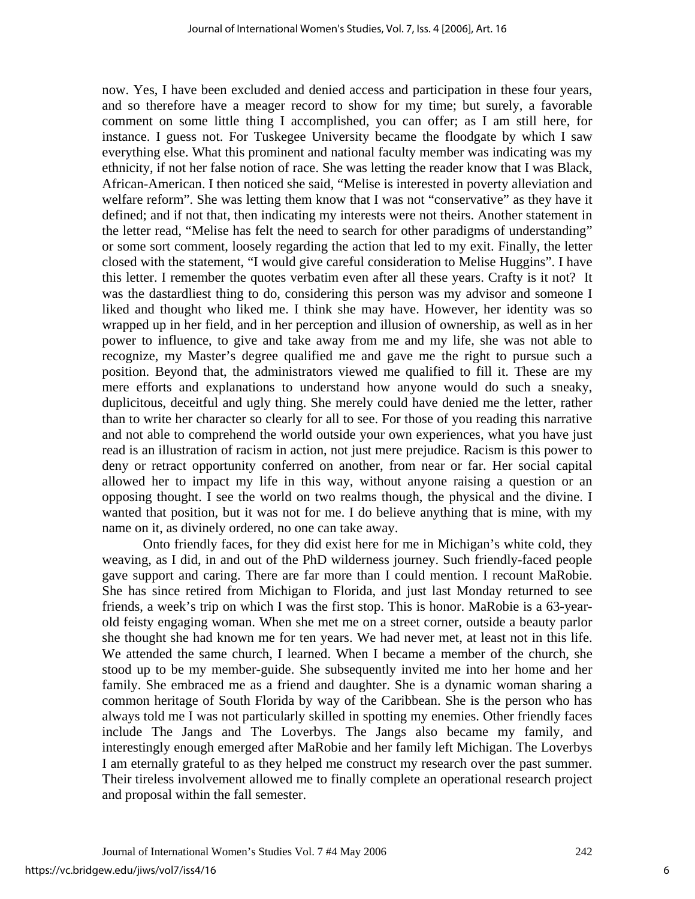now. Yes, I have been excluded and denied access and participation in these four years, and so therefore have a meager record to show for my time; but surely, a favorable comment on some little thing I accomplished, you can offer; as I am still here, for instance. I guess not. For Tuskegee University became the floodgate by which I saw everything else. What this prominent and national faculty member was indicating was my ethnicity, if not her false notion of race. She was letting the reader know that I was Black, African-American. I then noticed she said, "Melise is interested in poverty alleviation and welfare reform". She was letting them know that I was not "conservative" as they have it defined; and if not that, then indicating my interests were not theirs. Another statement in the letter read, "Melise has felt the need to search for other paradigms of understanding" or some sort comment, loosely regarding the action that led to my exit. Finally, the letter closed with the statement, "I would give careful consideration to Melise Huggins". I have this letter. I remember the quotes verbatim even after all these years. Crafty is it not? It was the dastardliest thing to do, considering this person was my advisor and someone I liked and thought who liked me. I think she may have. However, her identity was so wrapped up in her field, and in her perception and illusion of ownership, as well as in her power to influence, to give and take away from me and my life, she was not able to recognize, my Master's degree qualified me and gave me the right to pursue such a position. Beyond that, the administrators viewed me qualified to fill it. These are my mere efforts and explanations to understand how anyone would do such a sneaky, duplicitous, deceitful and ugly thing. She merely could have denied me the letter, rather than to write her character so clearly for all to see. For those of you reading this narrative and not able to comprehend the world outside your own experiences, what you have just read is an illustration of racism in action, not just mere prejudice. Racism is this power to deny or retract opportunity conferred on another, from near or far. Her social capital allowed her to impact my life in this way, without anyone raising a question or an opposing thought. I see the world on two realms though, the physical and the divine. I wanted that position, but it was not for me. I do believe anything that is mine, with my name on it, as divinely ordered, no one can take away.

Onto friendly faces, for they did exist here for me in Michigan's white cold, they weaving, as I did, in and out of the PhD wilderness journey. Such friendly-faced people gave support and caring. There are far more than I could mention. I recount MaRobie. She has since retired from Michigan to Florida, and just last Monday returned to see friends, a week's trip on which I was the first stop. This is honor. MaRobie is a 63-year-old feisty engaging woman. When she met me on a street corner, outside a beauty parlor she thought she had known me for ten years. We had never met, at least not in this life. We attended the same church, I learned. When I became a member of the church, she stood up to be my member-guide. She subsequently invited me into her home and her family. She embraced me as a friend and daughter. She is a dynamic woman sharing a common heritage of South Florida by way of the Caribbean. She is the person who has always told me I was not particularly skilled in spotting my enemies. Other friendly faces include The Jangs and The Loverbys. The Jangs also became my family, and interestingly enough emerged after MaRobie and her family left Michigan. The Loverbys I am eternally grateful to as they helped me construct my research over the past summer. Their tireless involvement allowed me to finally complete an operational research project and proposal within the fall semester.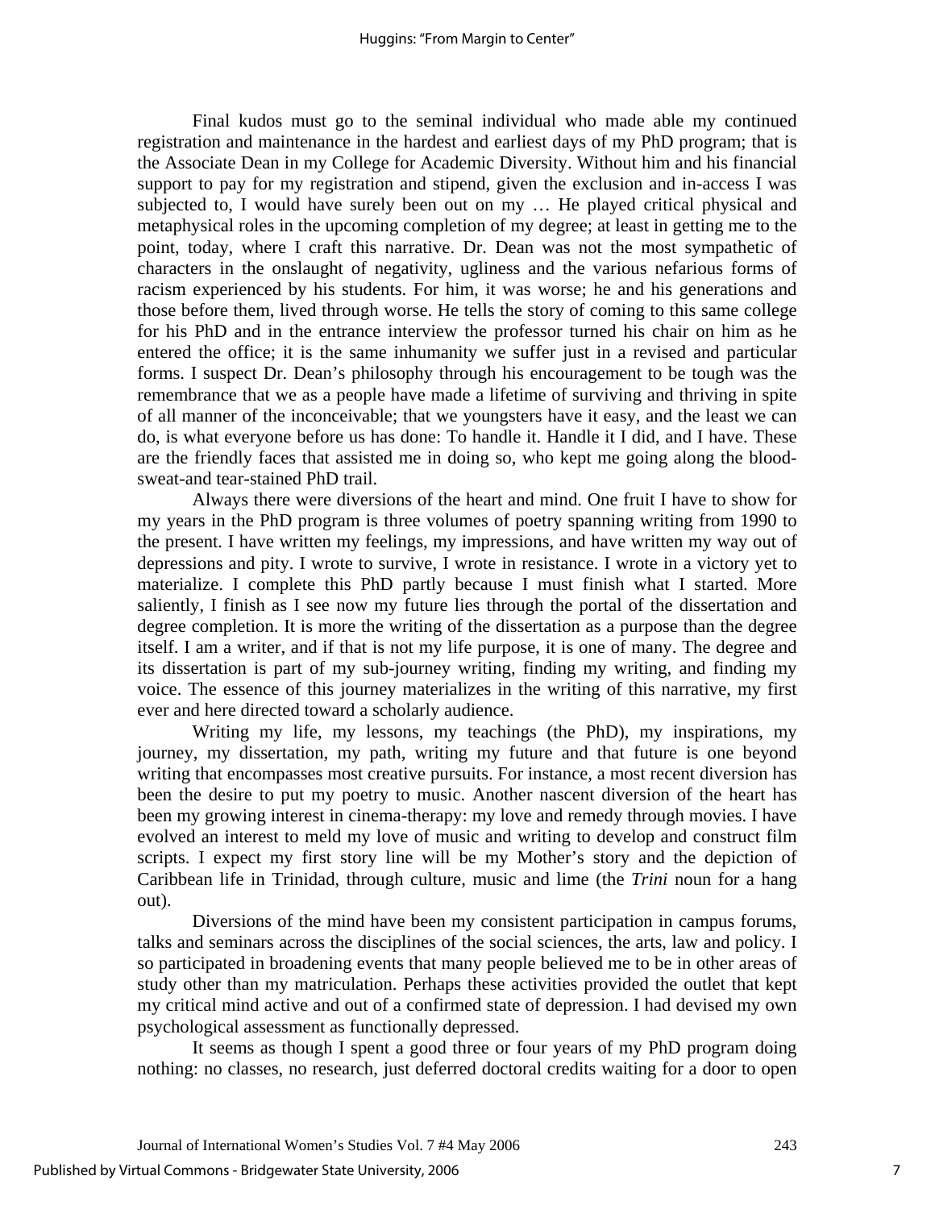Final kudos must go to the seminal individual who made able my continued registration and maintenance in the hardest and earliest days of my PhD program; that is the Associate Dean in my College for Academic Diversity. Without him and his financial support to pay for my registration and stipend, given the exclusion and in-access I was subjected to, I would have surely been out on my … He played critical physical and metaphysical roles in the upcoming completion of my degree; at least in getting me to the point, today, where I craft this narrative. Dr. Dean was not the most sympathetic of characters in the onslaught of negativity, ugliness and the various nefarious forms of racism experienced by his students. For him, it was worse; he and his generations and those before them, lived through worse. He tells the story of coming to this same college for his PhD and in the entrance interview the professor turned his chair on him as he entered the office; it is the same inhumanity we suffer just in a revised and particular forms. I suspect Dr. Dean's philosophy through his encouragement to be tough was the remembrance that we as a people have made a lifetime of surviving and thriving in spite of all manner of the inconceivable; that we youngsters have it easy, and the least we can do, is what everyone before us has done: To handle it. Handle it I did, and I have. These are the friendly faces that assisted me in doing so, who kept me going along the blood-sweat-and tear-stained PhD trail.

Always there were diversions of the heart and mind. One fruit I have to show for my years in the PhD program is three volumes of poetry spanning writing from 1990 to the present. I have written my feelings, my impressions, and have written my way out of depressions and pity. I wrote to survive, I wrote in resistance. I wrote in a victory yet to materialize. I complete this PhD partly because I must finish what I started. More saliently, I finish as I see now my future lies through the portal of the dissertation and degree completion. It is more the writing of the dissertation as a purpose than the degree itself. I am a writer, and if that is not my life purpose, it is one of many. The degree and its dissertation is part of my sub-journey writing, finding my writing, and finding my voice. The essence of this journey materializes in the writing of this narrative, my first ever and here directed toward a scholarly audience.

Writing my life, my lessons, my teachings (the PhD), my inspirations, my journey, my dissertation, my path, writing my future and that future is one beyond writing that encompasses most creative pursuits. For instance, a most recent diversion has been the desire to put my poetry to music. Another nascent diversion of the heart has been my growing interest in cinema-therapy: my love and remedy through movies. I have evolved an interest to meld my love of music and writing to develop and construct film scripts. I expect my first story line will be my Mother's story and the depiction of Caribbean life in Trinidad, through culture, music and lime (the *Trini* noun for a hang out).

Diversions of the mind have been my consistent participation in campus forums, talks and seminars across the disciplines of the social sciences, the arts, law and policy. I so participated in broadening events that many people believed me to be in other areas of study other than my matriculation. Perhaps these activities provided the outlet that kept my critical mind active and out of a confirmed state of depression. I had devised my own psychological assessment as functionally depressed.

It seems as though I spent a good three or four years of my PhD program doing nothing: no classes, no research, just deferred doctoral credits waiting for a door to open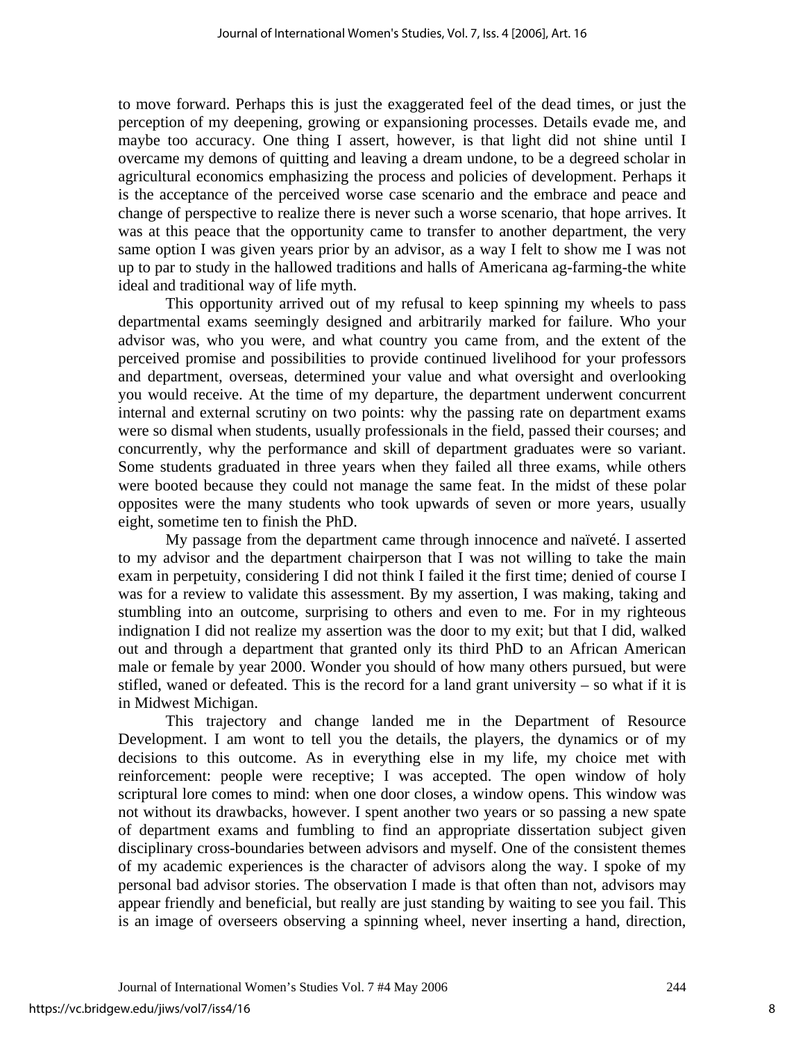to move forward. Perhaps this is just the exaggerated feel of the dead times, or just the perception of my deepening, growing or expansioning processes. Details evade me, and maybe too accuracy. One thing I assert, however, is that light did not shine until I overcame my demons of quitting and leaving a dream undone, to be a degreed scholar in agricultural economics emphasizing the process and policies of development. Perhaps it is the acceptance of the perceived worse case scenario and the embrace and peace and change of perspective to realize there is never such a worse scenario, that hope arrives. It was at this peace that the opportunity came to transfer to another department, the very same option I was given years prior by an advisor, as a way I felt to show me I was not up to par to study in the hallowed traditions and halls of Americana ag-farming-the white ideal and traditional way of life myth.

This opportunity arrived out of my refusal to keep spinning my wheels to pass departmental exams seemingly designed and arbitrarily marked for failure. Who your advisor was, who you were, and what country you came from, and the extent of the perceived promise and possibilities to provide continued livelihood for your professors and department, overseas, determined your value and what oversight and overlooking you would receive. At the time of my departure, the department underwent concurrent internal and external scrutiny on two points: why the passing rate on department exams were so dismal when students, usually professionals in the field, passed their courses; and concurrently, why the performance and skill of department graduates were so variant. Some students graduated in three years when they failed all three exams, while others were booted because they could not manage the same feat. In the midst of these polar opposites were the many students who took upwards of seven or more years, usually eight, sometime ten to finish the PhD.

My passage from the department came through innocence and naïveté. I asserted to my advisor and the department chairperson that I was not willing to take the main exam in perpetuity, considering I did not think I failed it the first time; denied of course I was for a review to validate this assessment. By my assertion, I was making, taking and stumbling into an outcome, surprising to others and even to me. For in my righteous indignation I did not realize my assertion was the door to my exit; but that I did, walked out and through a department that granted only its third PhD to an African American male or female by year 2000. Wonder you should of how many others pursued, but were stifled, waned or defeated. This is the record for a land grant university – so what if it is in Midwest Michigan.

This trajectory and change landed me in the Department of Resource Development. I am wont to tell you the details, the players, the dynamics or of my decisions to this outcome. As in everything else in my life, my choice met with reinforcement: people were receptive; I was accepted. The open window of holy scriptural lore comes to mind: when one door closes, a window opens. This window was not without its drawbacks, however. I spent another two years or so passing a new spate of department exams and fumbling to find an appropriate dissertation subject given disciplinary cross-boundaries between advisors and myself. One of the consistent themes of my academic experiences is the character of advisors along the way. I spoke of my personal bad advisor stories. The observation I made is that often than not, advisors may appear friendly and beneficial, but really are just standing by waiting to see you fail. This is an image of overseers observing a spinning wheel, never inserting a hand, direction,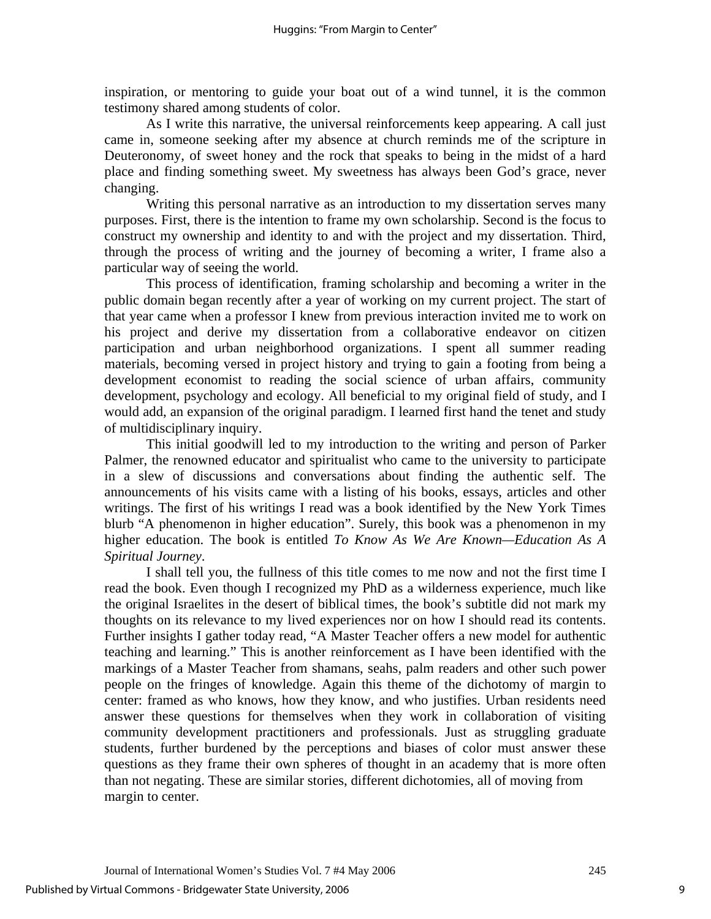inspiration, or mentoring to guide your boat out of a wind tunnel, it is the common testimony shared among students of color.

As I write this narrative, the universal reinforcements keep appearing. A call just came in, someone seeking after my absence at church reminds me of the scripture in Deuteronomy, of sweet honey and the rock that speaks to being in the midst of a hard place and finding something sweet. My sweetness has always been God's grace, never changing.

Writing this personal narrative as an introduction to my dissertation serves many purposes. First, there is the intention to frame my own scholarship. Second is the focus to construct my ownership and identity to and with the project and my dissertation. Third, through the process of writing and the journey of becoming a writer, I frame also a particular way of seeing the world.

This process of identification, framing scholarship and becoming a writer in the public domain began recently after a year of working on my current project. The start of that year came when a professor I knew from previous interaction invited me to work on his project and derive my dissertation from a collaborative endeavor on citizen participation and urban neighborhood organizations. I spent all summer reading materials, becoming versed in project history and trying to gain a footing from being a development economist to reading the social science of urban affairs, community development, psychology and ecology. All beneficial to my original field of study, and I would add, an expansion of the original paradigm. I learned first hand the tenet and study of multidisciplinary inquiry.

This initial goodwill led to my introduction to the writing and person of Parker Palmer, the renowned educator and spiritualist who came to the university to participate in a slew of discussions and conversations about finding the authentic self. The announcements of his visits came with a listing of his books, essays, articles and other writings. The first of his writings I read was a book identified by the New York Times blurb "A phenomenon in higher education". Surely, this book was a phenomenon in my higher education. The book is entitled *To Know As We Are Known—Education As A Spiritual Journey*.

I shall tell you, the fullness of this title comes to me now and not the first time I read the book. Even though I recognized my PhD as a wilderness experience, much like the original Israelites in the desert of biblical times, the book's subtitle did not mark my thoughts on its relevance to my lived experiences nor on how I should read its contents. Further insights I gather today read, "A Master Teacher offers a new model for authentic teaching and learning." This is another reinforcement as I have been identified with the markings of a Master Teacher from shamans, seahs, palm readers and other such power people on the fringes of knowledge. Again this theme of the dichotomy of margin to center: framed as who knows, how they know, and who justifies. Urban residents need answer these questions for themselves when they work in collaboration of visiting community development practitioners and professionals. Just as struggling graduate students, further burdened by the perceptions and biases of color must answer these questions as they frame their own spheres of thought in an academy that is more often than not negating. These are similar stories, different dichotomies, all of moving from margin to center.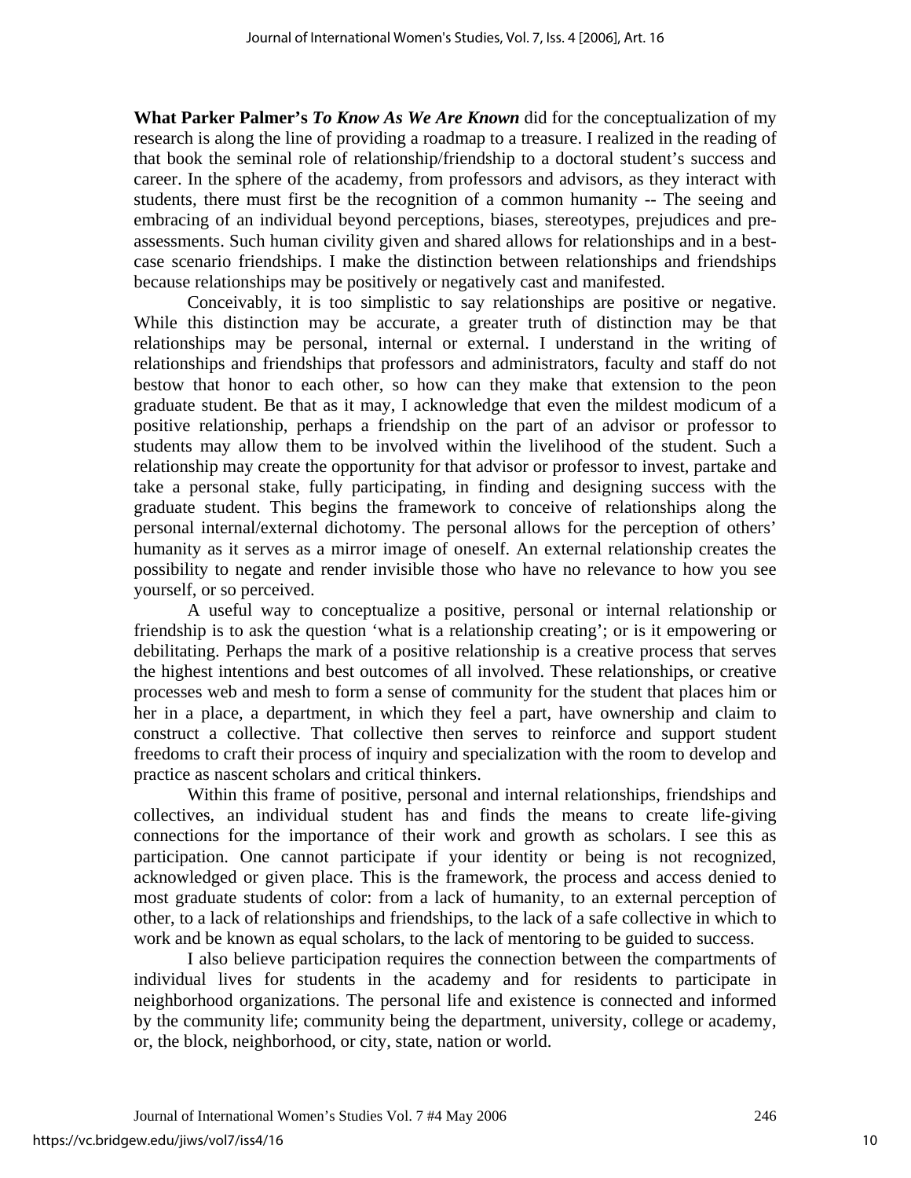**What Parker Palmer's *To Know As We Are Known*** did for the conceptualization of my research is along the line of providing a roadmap to a treasure. I realized in the reading of that book the seminal role of relationship/friendship to a doctoral student's success and career. In the sphere of the academy, from professors and advisors, as they interact with students, there must first be the recognition of a common humanity -- The seeing and embracing of an individual beyond perceptions, biases, stereotypes, prejudices and pre-assessments. Such human civility given and shared allows for relationships and in a best-case scenario friendships. I make the distinction between relationships and friendships because relationships may be positively or negatively cast and manifested.

Conceivably, it is too simplistic to say relationships are positive or negative. While this distinction may be accurate, a greater truth of distinction may be that relationships may be personal, internal or external. I understand in the writing of relationships and friendships that professors and administrators, faculty and staff do not bestow that honor to each other, so how can they make that extension to the peon graduate student. Be that as it may, I acknowledge that even the mildest modicum of a positive relationship, perhaps a friendship on the part of an advisor or professor to students may allow them to be involved within the livelihood of the student. Such a relationship may create the opportunity for that advisor or professor to invest, partake and take a personal stake, fully participating, in finding and designing success with the graduate student. This begins the framework to conceive of relationships along the personal internal/external dichotomy. The personal allows for the perception of others' humanity as it serves as a mirror image of oneself. An external relationship creates the possibility to negate and render invisible those who have no relevance to how you see yourself, or so perceived.

A useful way to conceptualize a positive, personal or internal relationship or friendship is to ask the question 'what is a relationship creating'; or is it empowering or debilitating. Perhaps the mark of a positive relationship is a creative process that serves the highest intentions and best outcomes of all involved. These relationships, or creative processes web and mesh to form a sense of community for the student that places him or her in a place, a department, in which they feel a part, have ownership and claim to construct a collective. That collective then serves to reinforce and support student freedoms to craft their process of inquiry and specialization with the room to develop and practice as nascent scholars and critical thinkers.

Within this frame of positive, personal and internal relationships, friendships and collectives, an individual student has and finds the means to create life-giving connections for the importance of their work and growth as scholars. I see this as participation. One cannot participate if your identity or being is not recognized, acknowledged or given place. This is the framework, the process and access denied to most graduate students of color: from a lack of humanity, to an external perception of other, to a lack of relationships and friendships, to the lack of a safe collective in which to work and be known as equal scholars, to the lack of mentoring to be guided to success.

I also believe participation requires the connection between the compartments of individual lives for students in the academy and for residents to participate in neighborhood organizations. The personal life and existence is connected and informed by the community life; community being the department, university, college or academy, or, the block, neighborhood, or city, state, nation or world.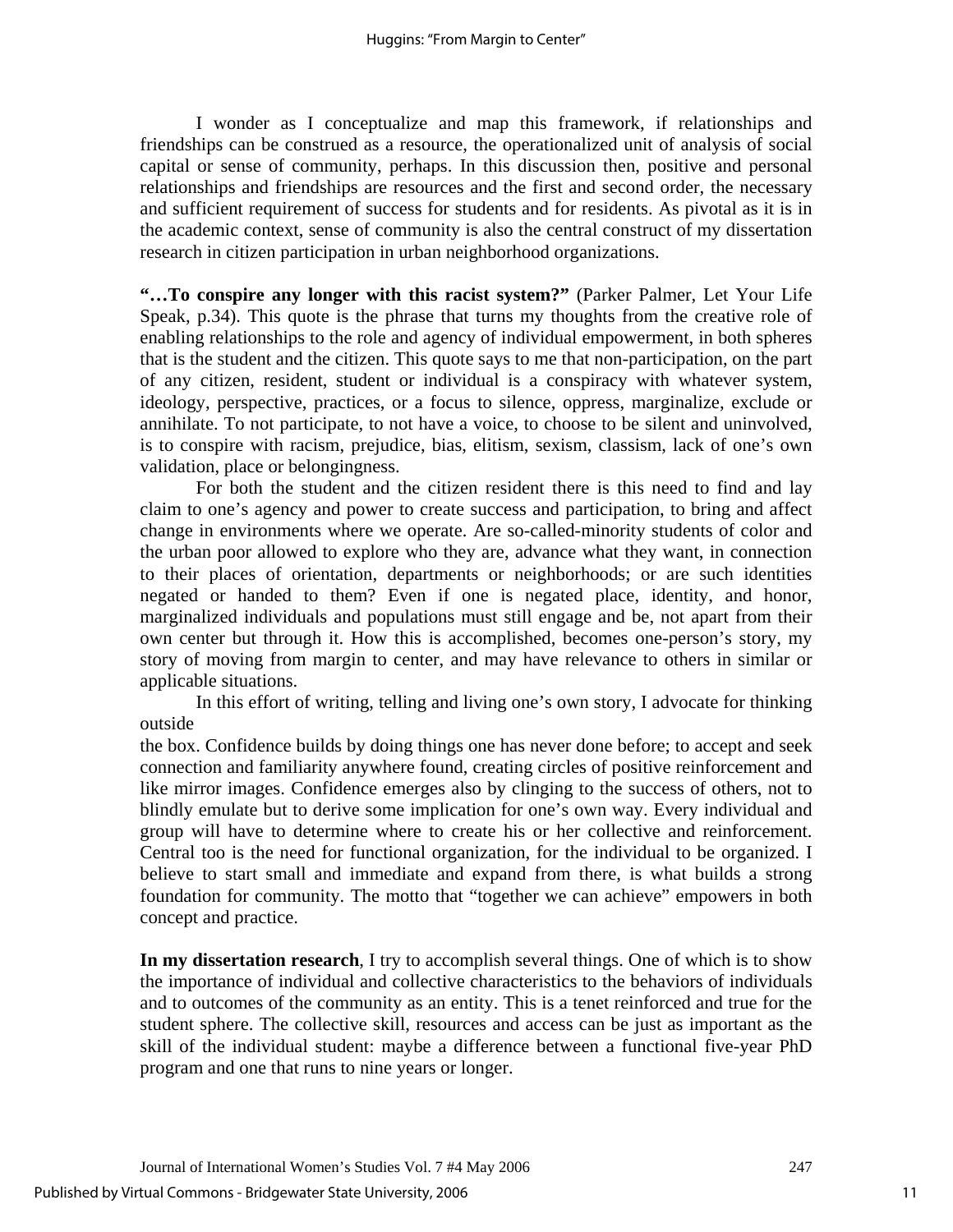I wonder as I conceptualize and map this framework, if relationships and friendships can be construed as a resource, the operationalized unit of analysis of social capital or sense of community, perhaps. In this discussion then, positive and personal relationships and friendships are resources and the first and second order, the necessary and sufficient requirement of success for students and for residents. As pivotal as it is in the academic context, sense of community is also the central construct of my dissertation research in citizen participation in urban neighborhood organizations.

**"…To conspire any longer with this racist system?"** (Parker Palmer, Let Your Life Speak, p.34). This quote is the phrase that turns my thoughts from the creative role of enabling relationships to the role and agency of individual empowerment, in both spheres that is the student and the citizen. This quote says to me that non-participation, on the part of any citizen, resident, student or individual is a conspiracy with whatever system, ideology, perspective, practices, or a focus to silence, oppress, marginalize, exclude or annihilate. To not participate, to not have a voice, to choose to be silent and uninvolved, is to conspire with racism, prejudice, bias, elitism, sexism, classism, lack of one's own validation, place or belongingness.

For both the student and the citizen resident there is this need to find and lay claim to one's agency and power to create success and participation, to bring and affect change in environments where we operate. Are so-called-minority students of color and the urban poor allowed to explore who they are, advance what they want, in connection to their places of orientation, departments or neighborhoods; or are such identities negated or handed to them? Even if one is negated place, identity, and honor, marginalized individuals and populations must still engage and be, not apart from their own center but through it. How this is accomplished, becomes one-person's story, my story of moving from margin to center, and may have relevance to others in similar or applicable situations.

In this effort of writing, telling and living one's own story, I advocate for thinking outside the box. Confidence builds by doing things one has never done before; to accept and seek connection and familiarity anywhere found, creating circles of positive reinforcement and like mirror images. Confidence emerges also by clinging to the success of others, not to blindly emulate but to derive some implication for one's own way. Every individual and group will have to determine where to create his or her collective and reinforcement. Central too is the need for functional organization, for the individual to be organized. I believe to start small and immediate and expand from there, is what builds a strong foundation for community. The motto that "together we can achieve" empowers in both concept and practice.

**In my dissertation research**, I try to accomplish several things. One of which is to show the importance of individual and collective characteristics to the behaviors of individuals and to outcomes of the community as an entity. This is a tenet reinforced and true for the student sphere. The collective skill, resources and access can be just as important as the skill of the individual student: maybe a difference between a functional five-year PhD program and one that runs to nine years or longer.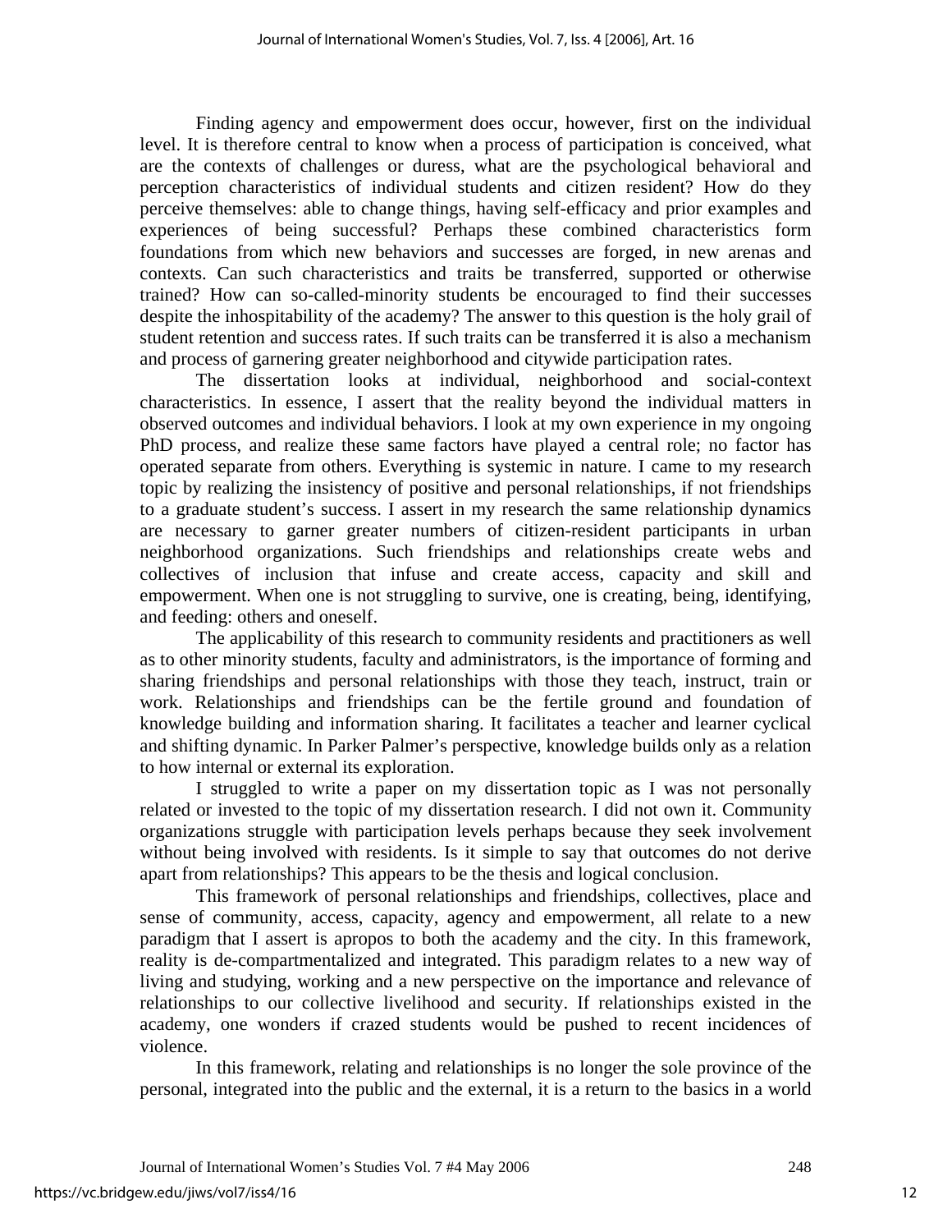Finding agency and empowerment does occur, however, first on the individual level. It is therefore central to know when a process of participation is conceived, what are the contexts of challenges or duress, what are the psychological behavioral and perception characteristics of individual students and citizen resident? How do they perceive themselves: able to change things, having self-efficacy and prior examples and experiences of being successful? Perhaps these combined characteristics form foundations from which new behaviors and successes are forged, in new arenas and contexts. Can such characteristics and traits be transferred, supported or otherwise trained? How can so-called-minority students be encouraged to find their successes despite the inhospitability of the academy? The answer to this question is the holy grail of student retention and success rates. If such traits can be transferred it is also a mechanism and process of garnering greater neighborhood and citywide participation rates.

The dissertation looks at individual, neighborhood and social-context characteristics. In essence, I assert that the reality beyond the individual matters in observed outcomes and individual behaviors. I look at my own experience in my ongoing PhD process, and realize these same factors have played a central role; no factor has operated separate from others. Everything is systemic in nature. I came to my research topic by realizing the insistency of positive and personal relationships, if not friendships to a graduate student's success. I assert in my research the same relationship dynamics are necessary to garner greater numbers of citizen-resident participants in urban neighborhood organizations. Such friendships and relationships create webs and collectives of inclusion that infuse and create access, capacity and skill and empowerment. When one is not struggling to survive, one is creating, being, identifying, and feeding: others and oneself.

The applicability of this research to community residents and practitioners as well as to other minority students, faculty and administrators, is the importance of forming and sharing friendships and personal relationships with those they teach, instruct, train or work. Relationships and friendships can be the fertile ground and foundation of knowledge building and information sharing. It facilitates a teacher and learner cyclical and shifting dynamic. In Parker Palmer's perspective, knowledge builds only as a relation to how internal or external its exploration.

I struggled to write a paper on my dissertation topic as I was not personally related or invested to the topic of my dissertation research. I did not own it. Community organizations struggle with participation levels perhaps because they seek involvement without being involved with residents. Is it simple to say that outcomes do not derive apart from relationships? This appears to be the thesis and logical conclusion.

This framework of personal relationships and friendships, collectives, place and sense of community, access, capacity, agency and empowerment, all relate to a new paradigm that I assert is apropos to both the academy and the city. In this framework, reality is de-compartmentalized and integrated. This paradigm relates to a new way of living and studying, working and a new perspective on the importance and relevance of relationships to our collective livelihood and security. If relationships existed in the academy, one wonders if crazed students would be pushed to recent incidences of violence.

In this framework, relating and relationships is no longer the sole province of the personal, integrated into the public and the external, it is a return to the basics in a world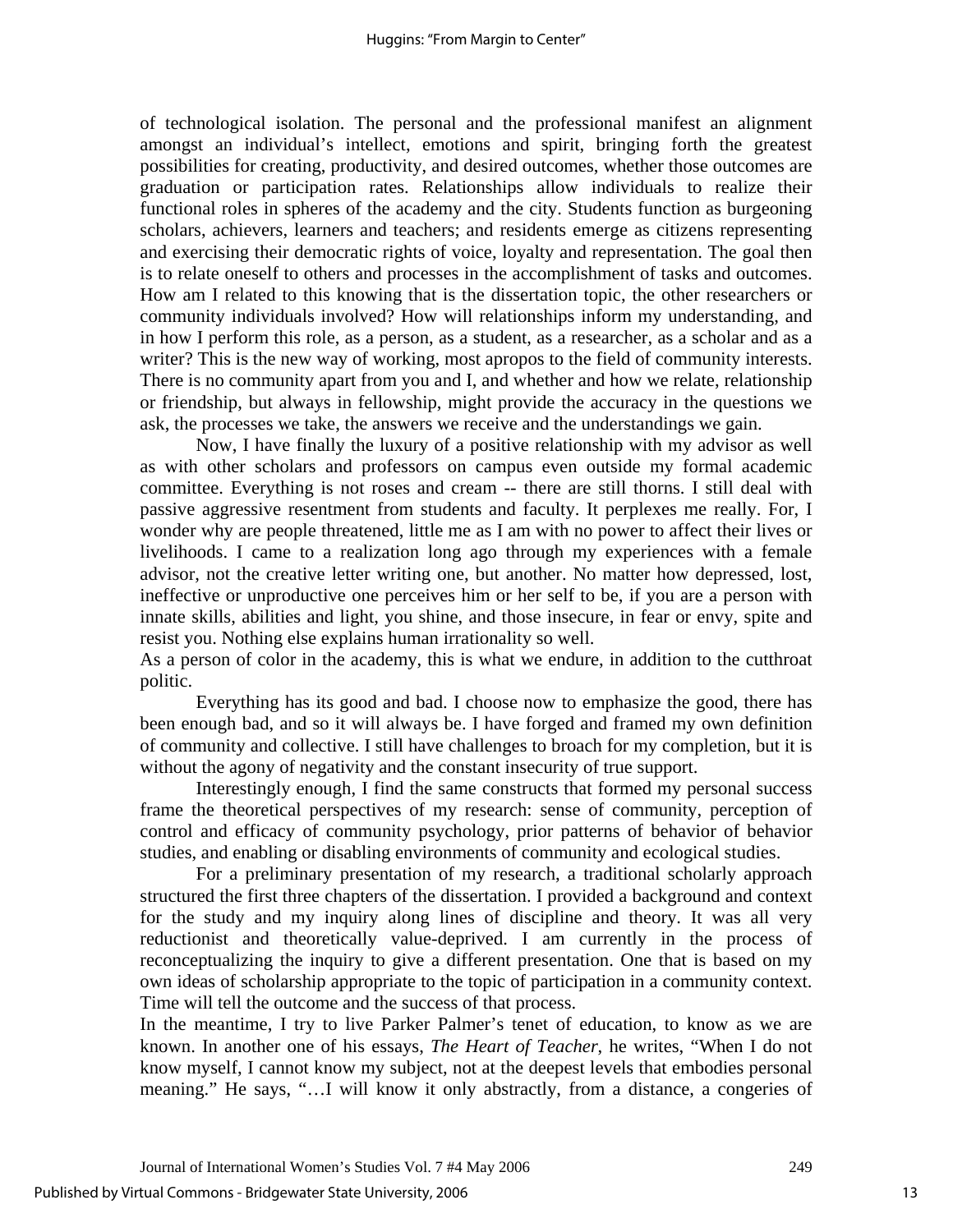of technological isolation. The personal and the professional manifest an alignment amongst an individual's intellect, emotions and spirit, bringing forth the greatest possibilities for creating, productivity, and desired outcomes, whether those outcomes are graduation or participation rates. Relationships allow individuals to realize their functional roles in spheres of the academy and the city. Students function as burgeoning scholars, achievers, learners and teachers; and residents emerge as citizens representing and exercising their democratic rights of voice, loyalty and representation. The goal then is to relate oneself to others and processes in the accomplishment of tasks and outcomes. How am I related to this knowing that is the dissertation topic, the other researchers or community individuals involved? How will relationships inform my understanding, and in how I perform this role, as a person, as a student, as a researcher, as a scholar and as a writer? This is the new way of working, most apropos to the field of community interests. There is no community apart from you and I, and whether and how we relate, relationship or friendship, but always in fellowship, might provide the accuracy in the questions we ask, the processes we take, the answers we receive and the understandings we gain.

Now, I have finally the luxury of a positive relationship with my advisor as well as with other scholars and professors on campus even outside my formal academic committee. Everything is not roses and cream -- there are still thorns. I still deal with passive aggressive resentment from students and faculty. It perplexes me really. For, I wonder why are people threatened, little me as I am with no power to affect their lives or livelihoods. I came to a realization long ago through my experiences with a female advisor, not the creative letter writing one, but another. No matter how depressed, lost, ineffective or unproductive one perceives him or her self to be, if you are a person with innate skills, abilities and light, you shine, and those insecure, in fear or envy, spite and resist you. Nothing else explains human irrationality so well.

As a person of color in the academy, this is what we endure, in addition to the cutthroat politic.

Everything has its good and bad. I choose now to emphasize the good, there has been enough bad, and so it will always be. I have forged and framed my own definition of community and collective. I still have challenges to broach for my completion, but it is without the agony of negativity and the constant insecurity of true support.

Interestingly enough, I find the same constructs that formed my personal success frame the theoretical perspectives of my research: sense of community, perception of control and efficacy of community psychology, prior patterns of behavior of behavior studies, and enabling or disabling environments of community and ecological studies.

For a preliminary presentation of my research, a traditional scholarly approach structured the first three chapters of the dissertation. I provided a background and context for the study and my inquiry along lines of discipline and theory. It was all very reductionist and theoretically value-deprived. I am currently in the process of reconceptualizing the inquiry to give a different presentation. One that is based on my own ideas of scholarship appropriate to the topic of participation in a community context. Time will tell the outcome and the success of that process.

In the meantime, I try to live Parker Palmer's tenet of education, to know as we are known. In another one of his essays, *The Heart of Teacher*, he writes, "When I do not know myself, I cannot know my subject, not at the deepest levels that embodies personal meaning." He says, "…I will know it only abstractly, from a distance, a congeries of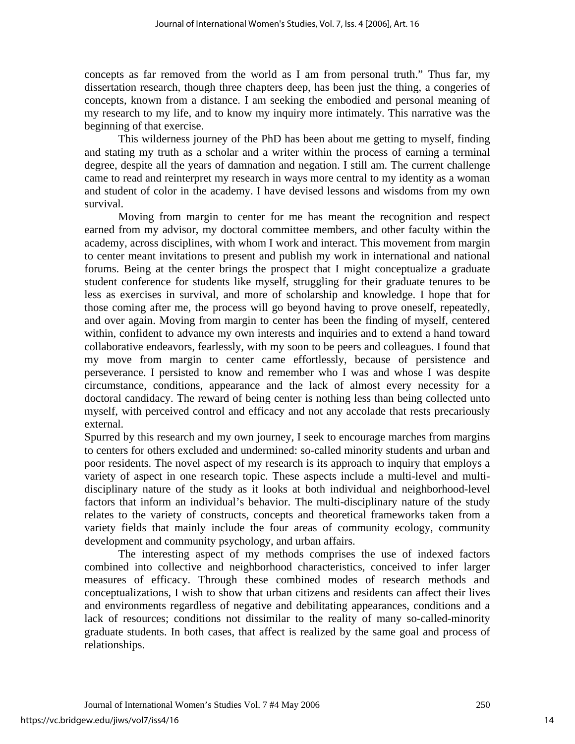concepts as far removed from the world as I am from personal truth." Thus far, my dissertation research, though three chapters deep, has been just the thing, a congeries of concepts, known from a distance. I am seeking the embodied and personal meaning of my research to my life, and to know my inquiry more intimately. This narrative was the beginning of that exercise.

This wilderness journey of the PhD has been about me getting to myself, finding and stating my truth as a scholar and a writer within the process of earning a terminal degree, despite all the years of damnation and negation. I still am. The current challenge came to read and reinterpret my research in ways more central to my identity as a woman and student of color in the academy. I have devised lessons and wisdoms from my own survival.

Moving from margin to center for me has meant the recognition and respect earned from my advisor, my doctoral committee members, and other faculty within the academy, across disciplines, with whom I work and interact. This movement from margin to center meant invitations to present and publish my work in international and national forums. Being at the center brings the prospect that I might conceptualize a graduate student conference for students like myself, struggling for their graduate tenures to be less as exercises in survival, and more of scholarship and knowledge. I hope that for those coming after me, the process will go beyond having to prove oneself, repeatedly, and over again. Moving from margin to center has been the finding of myself, centered within, confident to advance my own interests and inquiries and to extend a hand toward collaborative endeavors, fearlessly, with my soon to be peers and colleagues. I found that my move from margin to center came effortlessly, because of persistence and perseverance. I persisted to know and remember who I was and whose I was despite circumstance, conditions, appearance and the lack of almost every necessity for a doctoral candidacy. The reward of being center is nothing less than being collected unto myself, with perceived control and efficacy and not any accolade that rests precariously external.

Spurred by this research and my own journey, I seek to encourage marches from margins to centers for others excluded and undermined: so-called minority students and urban and poor residents. The novel aspect of my research is its approach to inquiry that employs a variety of aspect in one research topic. These aspects include a multi-level and multi-disciplinary nature of the study as it looks at both individual and neighborhood-level factors that inform an individual's behavior. The multi-disciplinary nature of the study relates to the variety of constructs, concepts and theoretical frameworks taken from a variety fields that mainly include the four areas of community ecology, community development and community psychology, and urban affairs.

The interesting aspect of my methods comprises the use of indexed factors combined into collective and neighborhood characteristics, conceived to infer larger measures of efficacy. Through these combined modes of research methods and conceptualizations, I wish to show that urban citizens and residents can affect their lives and environments regardless of negative and debilitating appearances, conditions and a lack of resources; conditions not dissimilar to the reality of many so-called-minority graduate students. In both cases, that affect is realized by the same goal and process of relationships.